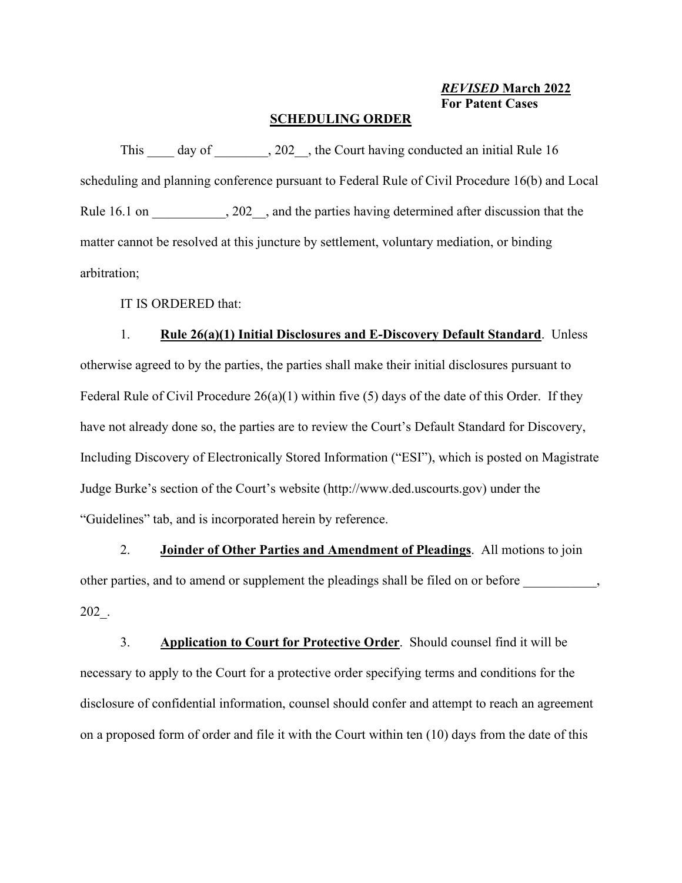***REVISED* March 2022**
**For Patent Cases**

# SCHEDULING ORDER

This ____ day of ________, 202__, the Court having conducted an initial Rule 16 scheduling and planning conference pursuant to Federal Rule of Civil Procedure 16(b) and Local Rule 16.1 on ___________, 202__, and the parties having determined after discussion that the matter cannot be resolved at this juncture by settlement, voluntary mediation, or binding arbitration;

IT IS ORDERED that:

1. **Rule 26(a)(1) Initial Disclosures and E-Discovery Default Standard**. Unless otherwise agreed to by the parties, the parties shall make their initial disclosures pursuant to Federal Rule of Civil Procedure 26(a)(1) within five (5) days of the date of this Order. If they have not already done so, the parties are to review the Court's Default Standard for Discovery, Including Discovery of Electronically Stored Information ("ESI"), which is posted on Magistrate Judge Burke's section of the Court's website (http://www.ded.uscourts.gov) under the "Guidelines" tab, and is incorporated herein by reference.

2. **Joinder of Other Parties and Amendment of Pleadings**. All motions to join other parties, and to amend or supplement the pleadings shall be filed on or before ___________, 202_.

3. **Application to Court for Protective Order**. Should counsel find it will be necessary to apply to the Court for a protective order specifying terms and conditions for the disclosure of confidential information, counsel should confer and attempt to reach an agreement on a proposed form of order and file it with the Court within ten (10) days from the date of this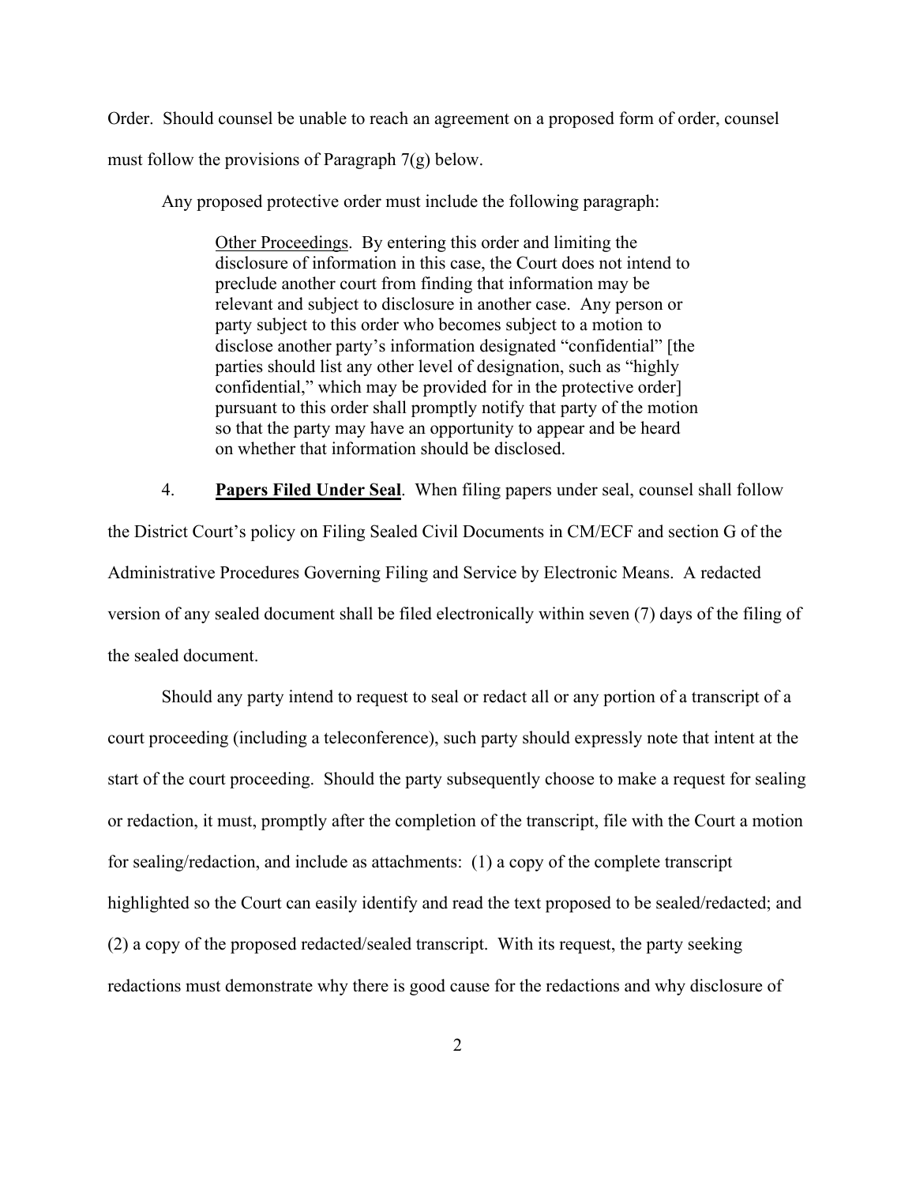Order. Should counsel be unable to reach an agreement on a proposed form of order, counsel must follow the provisions of Paragraph 7(g) below.

Any proposed protective order must include the following paragraph:

> <u>Other Proceedings</u>. By entering this order and limiting the disclosure of information in this case, the Court does not intend to preclude another court from finding that information may be relevant and subject to disclosure in another case. Any person or party subject to this order who becomes subject to a motion to disclose another party's information designated "confidential" [the parties should list any other level of designation, such as "highly confidential," which may be provided for in the protective order] pursuant to this order shall promptly notify that party of the motion so that the party may have an opportunity to appear and be heard on whether that information should be disclosed.

4. **<u>Papers Filed Under Seal</u>**. When filing papers under seal, counsel shall follow the District Court's policy on Filing Sealed Civil Documents in CM/ECF and section G of the Administrative Procedures Governing Filing and Service by Electronic Means. A redacted version of any sealed document shall be filed electronically within seven (7) days of the filing of the sealed document.

Should any party intend to request to seal or redact all or any portion of a transcript of a court proceeding (including a teleconference), such party should expressly note that intent at the start of the court proceeding. Should the party subsequently choose to make a request for sealing or redaction, it must, promptly after the completion of the transcript, file with the Court a motion for sealing/redaction, and include as attachments: (1) a copy of the complete transcript highlighted so the Court can easily identify and read the text proposed to be sealed/redacted; and (2) a copy of the proposed redacted/sealed transcript. With its request, the party seeking redactions must demonstrate why there is good cause for the redactions and why disclosure of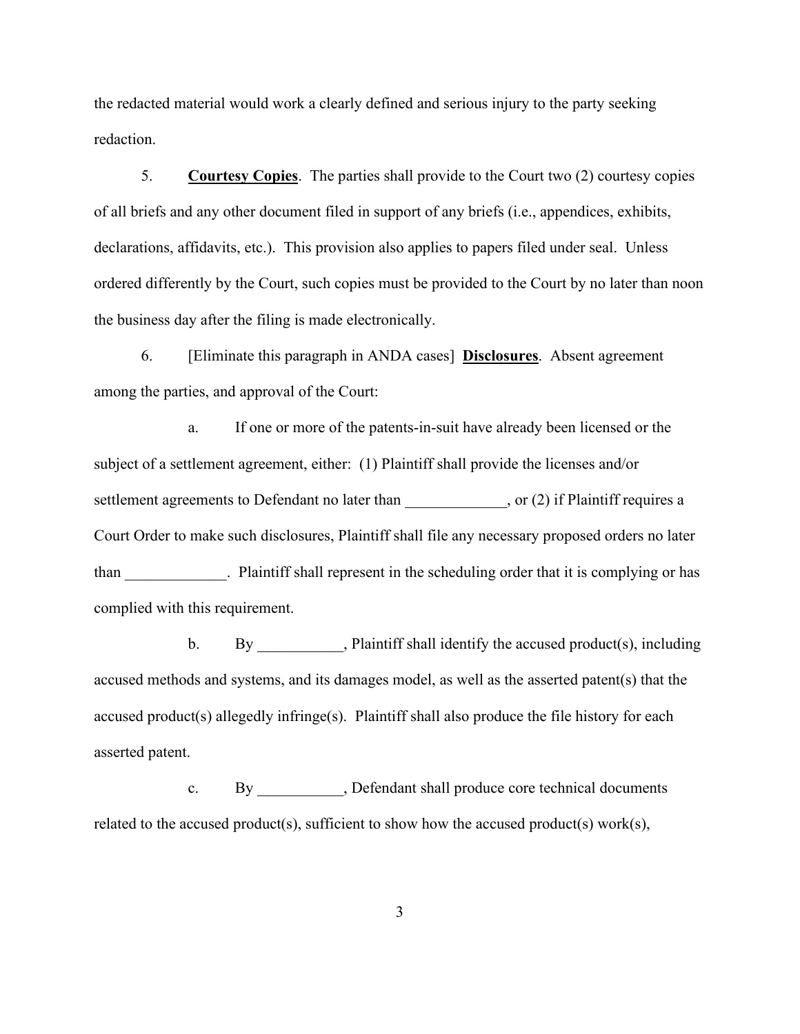the redacted material would work a clearly defined and serious injury to the party seeking redaction.

5. **Courtesy Copies**. The parties shall provide to the Court two (2) courtesy copies of all briefs and any other document filed in support of any briefs (i.e., appendices, exhibits, declarations, affidavits, etc.). This provision also applies to papers filed under seal. Unless ordered differently by the Court, such copies must be provided to the Court by no later than noon the business day after the filing is made electronically.

6. [Eliminate this paragraph in ANDA cases] **Disclosures**. Absent agreement among the parties, and approval of the Court:

a. If one or more of the patents-in-suit have already been licensed or the subject of a settlement agreement, either: (1) Plaintiff shall provide the licenses and/or settlement agreements to Defendant no later than _____________, or (2) if Plaintiff requires a Court Order to make such disclosures, Plaintiff shall file any necessary proposed orders no later than _____________. Plaintiff shall represent in the scheduling order that it is complying or has complied with this requirement.

b. By ___________, Plaintiff shall identify the accused product(s), including accused methods and systems, and its damages model, as well as the asserted patent(s) that the accused product(s) allegedly infringe(s). Plaintiff shall also produce the file history for each asserted patent.

c. By ___________, Defendant shall produce core technical documents related to the accused product(s), sufficient to show how the accused product(s) work(s),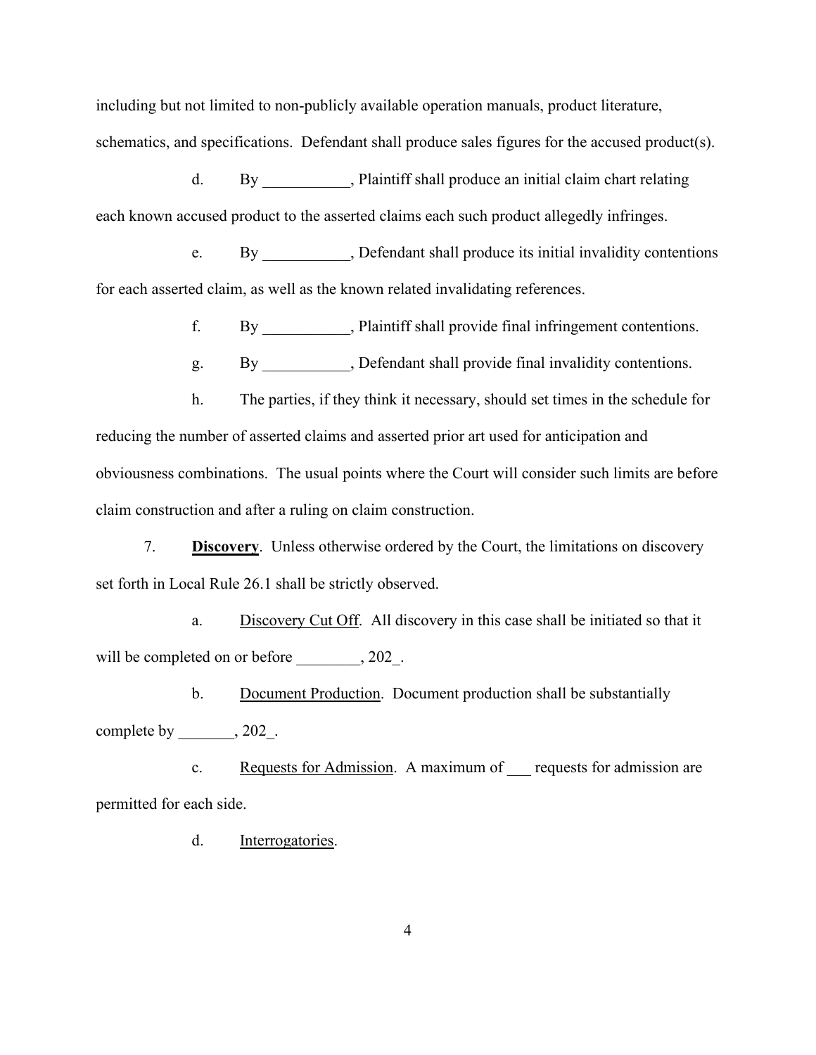including but not limited to non-publicly available operation manuals, product literature, schematics, and specifications. Defendant shall produce sales figures for the accused product(s).

d. By ___________, Plaintiff shall produce an initial claim chart relating each known accused product to the asserted claims each such product allegedly infringes.

e. By ___________, Defendant shall produce its initial invalidity contentions for each asserted claim, as well as the known related invalidating references.

f. By ___________, Plaintiff shall provide final infringement contentions.

g. By ___________, Defendant shall provide final invalidity contentions.

h. The parties, if they think it necessary, should set times in the schedule for reducing the number of asserted claims and asserted prior art used for anticipation and obviousness combinations. The usual points where the Court will consider such limits are before claim construction and after a ruling on claim construction.

7. **Discovery**. Unless otherwise ordered by the Court, the limitations on discovery set forth in Local Rule 26.1 shall be strictly observed.

a. Discovery Cut Off. All discovery in this case shall be initiated so that it will be completed on or before ________, 202_.

b. Document Production. Document production shall be substantially complete by _______, 202_.

c. Requests for Admission. A maximum of ___ requests for admission are permitted for each side.

d. Interrogatories.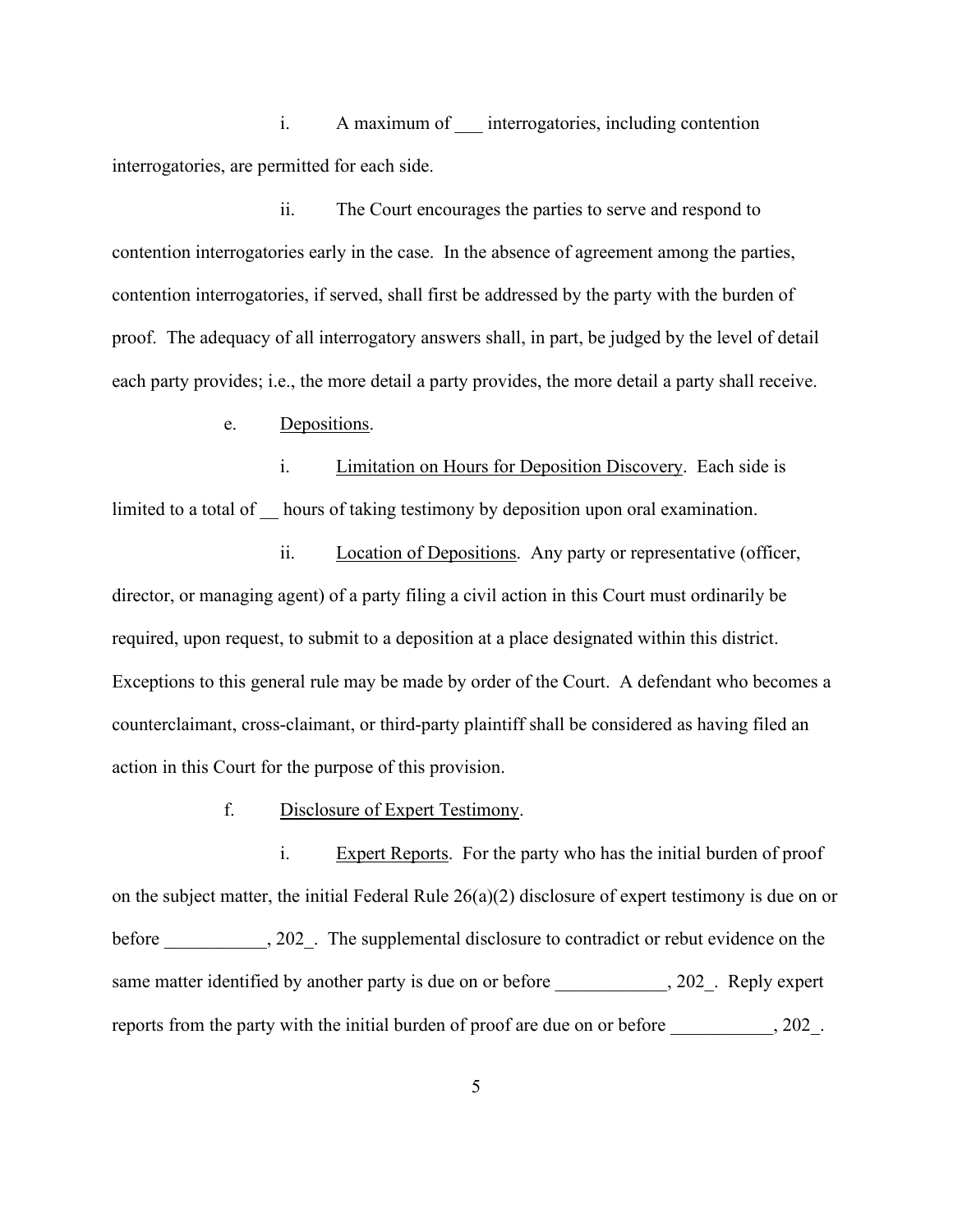i. A maximum of ___ interrogatories, including contention interrogatories, are permitted for each side.

ii. The Court encourages the parties to serve and respond to contention interrogatories early in the case. In the absence of agreement among the parties, contention interrogatories, if served, shall first be addressed by the party with the burden of proof. The adequacy of all interrogatory answers shall, in part, be judged by the level of detail each party provides; i.e., the more detail a party provides, the more detail a party shall receive.

e. Depositions.

i. Limitation on Hours for Deposition Discovery. Each side is limited to a total of __ hours of taking testimony by deposition upon oral examination.

ii. Location of Depositions. Any party or representative (officer, director, or managing agent) of a party filing a civil action in this Court must ordinarily be required, upon request, to submit to a deposition at a place designated within this district. Exceptions to this general rule may be made by order of the Court. A defendant who becomes a counterclaimant, cross-claimant, or third-party plaintiff shall be considered as having filed an action in this Court for the purpose of this provision.

f. Disclosure of Expert Testimony.

i. Expert Reports. For the party who has the initial burden of proof on the subject matter, the initial Federal Rule 26(a)(2) disclosure of expert testimony is due on or before ___________, 202_. The supplemental disclosure to contradict or rebut evidence on the same matter identified by another party is due on or before ____________, 202_. Reply expert reports from the party with the initial burden of proof are due on or before ___________, 202_.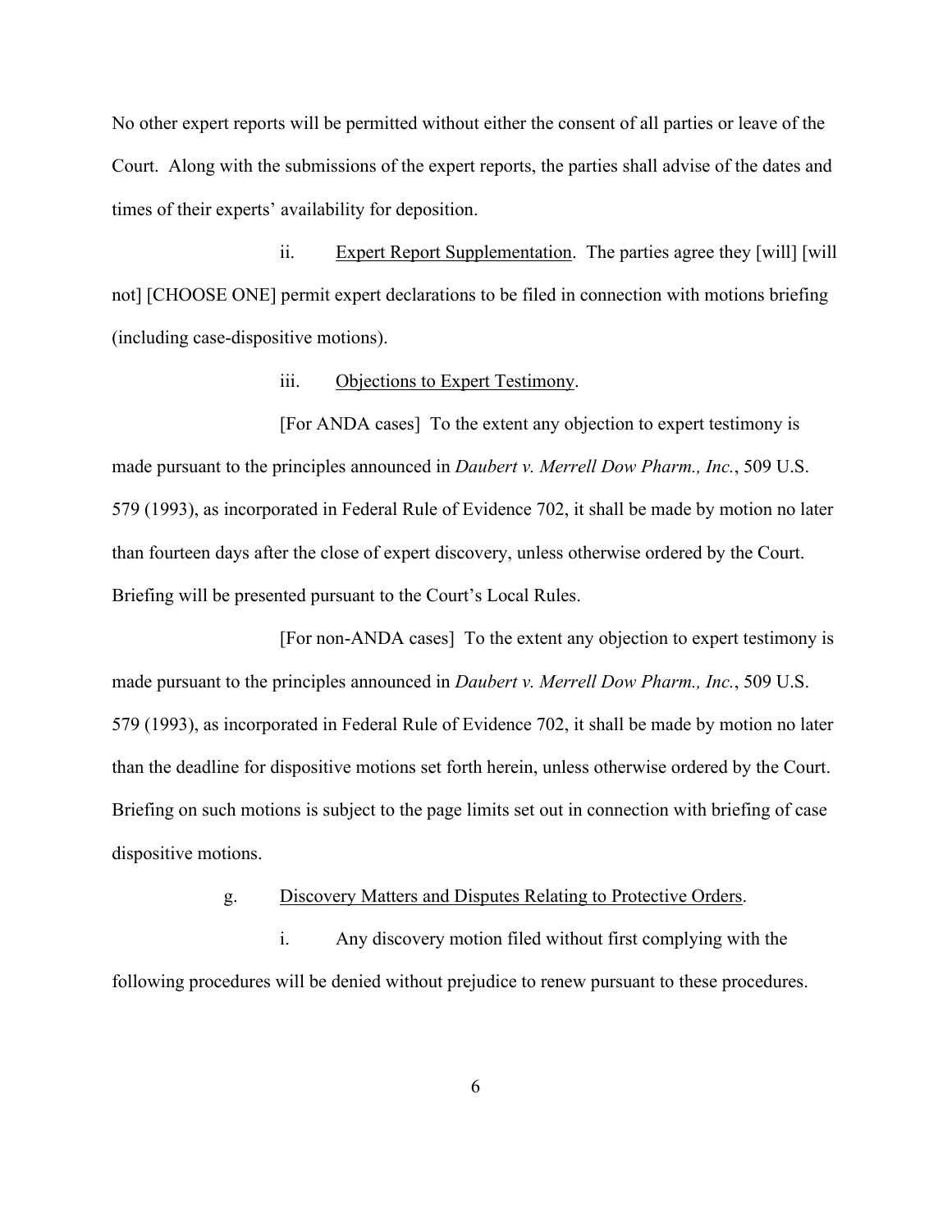No other expert reports will be permitted without either the consent of all parties or leave of the Court. Along with the submissions of the expert reports, the parties shall advise of the dates and times of their experts' availability for deposition.

ii. Expert Report Supplementation. The parties agree they [will] [will not] [CHOOSE ONE] permit expert declarations to be filed in connection with motions briefing (including case-dispositive motions).

iii. Objections to Expert Testimony.

[For ANDA cases] To the extent any objection to expert testimony is made pursuant to the principles announced in *Daubert v. Merrell Dow Pharm., Inc.*, 509 U.S. 579 (1993), as incorporated in Federal Rule of Evidence 702, it shall be made by motion no later than fourteen days after the close of expert discovery, unless otherwise ordered by the Court. Briefing will be presented pursuant to the Court's Local Rules.

[For non-ANDA cases] To the extent any objection to expert testimony is made pursuant to the principles announced in *Daubert v. Merrell Dow Pharm., Inc.*, 509 U.S. 579 (1993), as incorporated in Federal Rule of Evidence 702, it shall be made by motion no later than the deadline for dispositive motions set forth herein, unless otherwise ordered by the Court. Briefing on such motions is subject to the page limits set out in connection with briefing of case dispositive motions.

g. Discovery Matters and Disputes Relating to Protective Orders.

i. Any discovery motion filed without first complying with the following procedures will be denied without prejudice to renew pursuant to these procedures.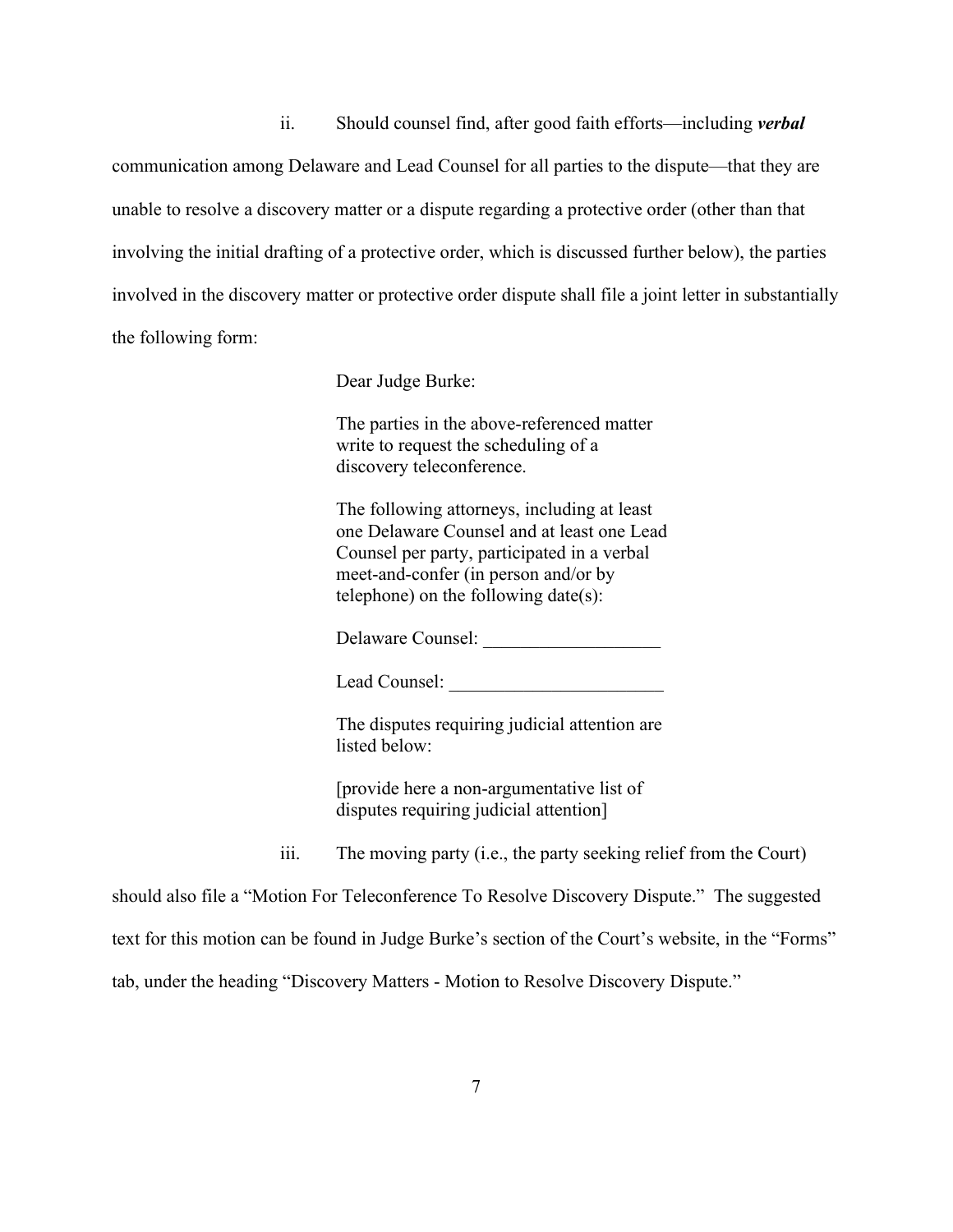ii. Should counsel find, after good faith efforts—including ***verbal*** communication among Delaware and Lead Counsel for all parties to the dispute—that they are unable to resolve a discovery matter or a dispute regarding a protective order (other than that involving the initial drafting of a protective order, which is discussed further below), the parties involved in the discovery matter or protective order dispute shall file a joint letter in substantially the following form:

> Dear Judge Burke:
>
> The parties in the above-referenced matter write to request the scheduling of a discovery teleconference.
>
> The following attorneys, including at least one Delaware Counsel and at least one Lead Counsel per party, participated in a verbal meet-and-confer (in person and/or by telephone) on the following date(s):
>
> Delaware Counsel: ___________________
>
> Lead Counsel: _______________________
>
> The disputes requiring judicial attention are listed below:
>
> [provide here a non-argumentative list of disputes requiring judicial attention]

iii. The moving party (i.e., the party seeking relief from the Court) should also file a "Motion For Teleconference To Resolve Discovery Dispute." The suggested text for this motion can be found in Judge Burke's section of the Court's website, in the "Forms" tab, under the heading "Discovery Matters - Motion to Resolve Discovery Dispute."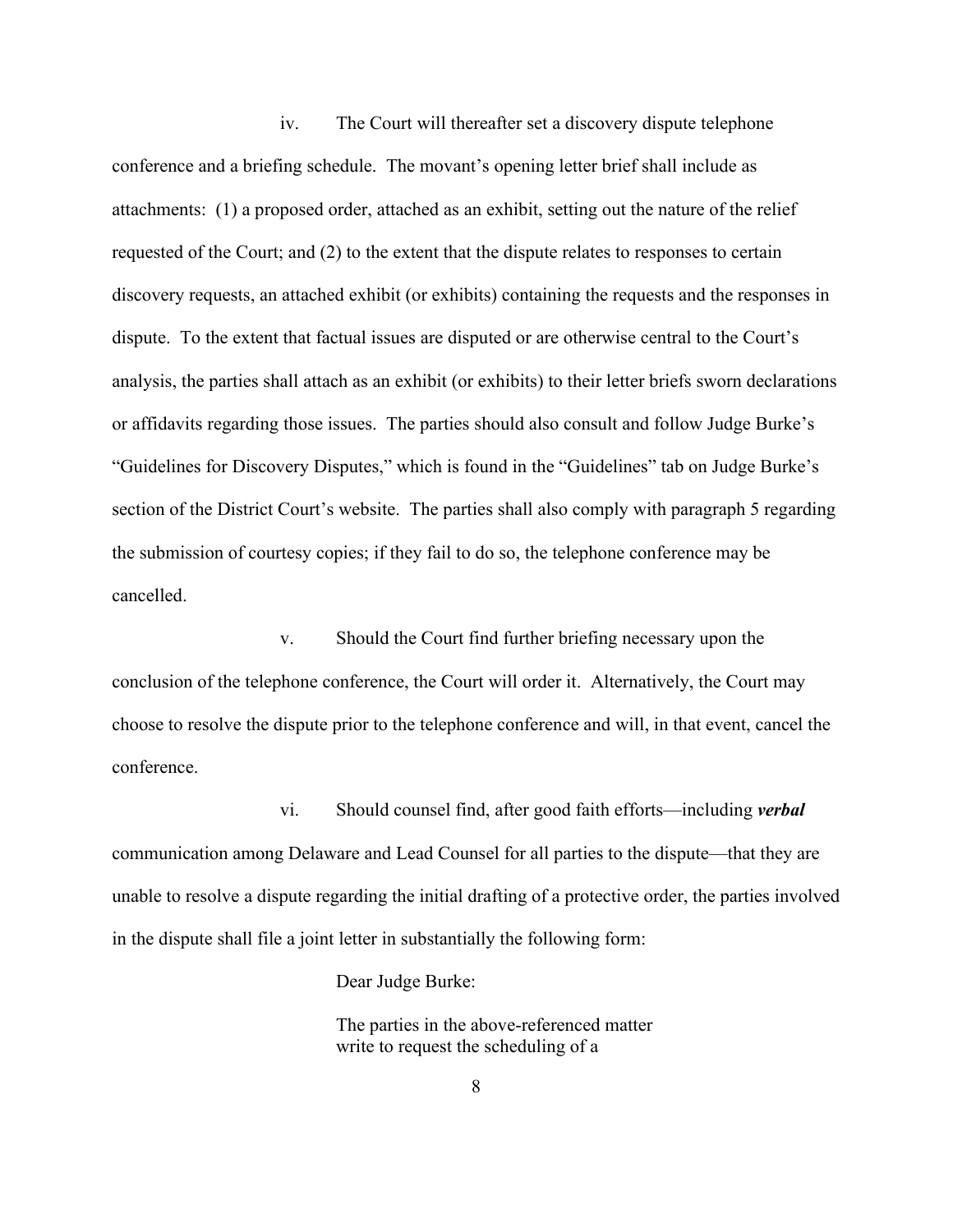iv. The Court will thereafter set a discovery dispute telephone conference and a briefing schedule. The movant's opening letter brief shall include as attachments: (1) a proposed order, attached as an exhibit, setting out the nature of the relief requested of the Court; and (2) to the extent that the dispute relates to responses to certain discovery requests, an attached exhibit (or exhibits) containing the requests and the responses in dispute. To the extent that factual issues are disputed or are otherwise central to the Court's analysis, the parties shall attach as an exhibit (or exhibits) to their letter briefs sworn declarations or affidavits regarding those issues. The parties should also consult and follow Judge Burke's "Guidelines for Discovery Disputes," which is found in the "Guidelines" tab on Judge Burke's section of the District Court's website. The parties shall also comply with paragraph 5 regarding the submission of courtesy copies; if they fail to do so, the telephone conference may be cancelled.

v. Should the Court find further briefing necessary upon the conclusion of the telephone conference, the Court will order it. Alternatively, the Court may choose to resolve the dispute prior to the telephone conference and will, in that event, cancel the conference.

vi. Should counsel find, after good faith efforts—including ***verbal*** communication among Delaware and Lead Counsel for all parties to the dispute—that they are unable to resolve a dispute regarding the initial drafting of a protective order, the parties involved in the dispute shall file a joint letter in substantially the following form:

> Dear Judge Burke:
>
> The parties in the above-referenced matter write to request the scheduling of a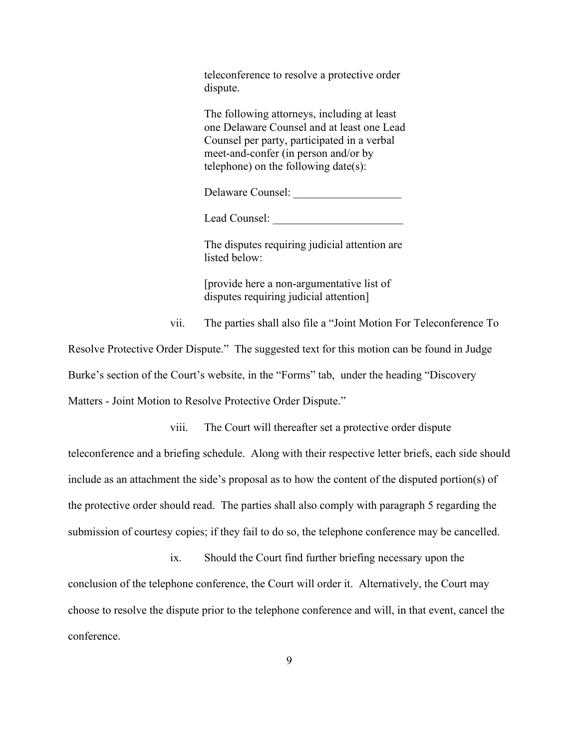> teleconference to resolve a protective order dispute.
>
> The following attorneys, including at least one Delaware Counsel and at least one Lead Counsel per party, participated in a verbal meet-and-confer (in person and/or by telephone) on the following date(s):
>
> Delaware Counsel: ___________________
>
> Lead Counsel: _______________________
>
> The disputes requiring judicial attention are listed below:
>
> [provide here a non-argumentative list of disputes requiring judicial attention]

vii. The parties shall also file a "Joint Motion For Teleconference To Resolve Protective Order Dispute." The suggested text for this motion can be found in Judge Burke's section of the Court's website, in the "Forms" tab, under the heading "Discovery Matters - Joint Motion to Resolve Protective Order Dispute."

viii. The Court will thereafter set a protective order dispute teleconference and a briefing schedule. Along with their respective letter briefs, each side should include as an attachment the side's proposal as to how the content of the disputed portion(s) of the protective order should read. The parties shall also comply with paragraph 5 regarding the submission of courtesy copies; if they fail to do so, the telephone conference may be cancelled.

ix. Should the Court find further briefing necessary upon the conclusion of the telephone conference, the Court will order it. Alternatively, the Court may choose to resolve the dispute prior to the telephone conference and will, in that event, cancel the conference.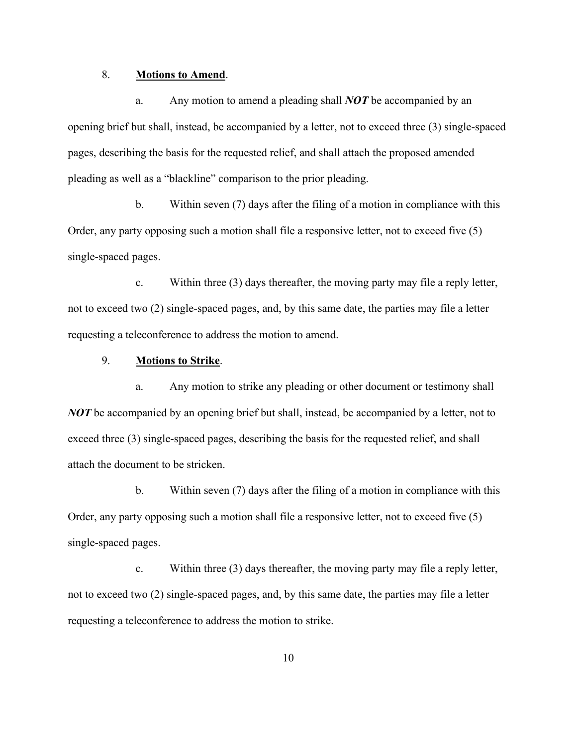8. **Motions to Amend**.

a. Any motion to amend a pleading shall ***NOT*** be accompanied by an opening brief but shall, instead, be accompanied by a letter, not to exceed three (3) single-spaced pages, describing the basis for the requested relief, and shall attach the proposed amended pleading as well as a "blackline" comparison to the prior pleading.

b. Within seven (7) days after the filing of a motion in compliance with this Order, any party opposing such a motion shall file a responsive letter, not to exceed five (5) single-spaced pages.

c. Within three (3) days thereafter, the moving party may file a reply letter, not to exceed two (2) single-spaced pages, and, by this same date, the parties may file a letter requesting a teleconference to address the motion to amend.

9. **Motions to Strike**.

a. Any motion to strike any pleading or other document or testimony shall ***NOT*** be accompanied by an opening brief but shall, instead, be accompanied by a letter, not to exceed three (3) single-spaced pages, describing the basis for the requested relief, and shall attach the document to be stricken.

b. Within seven (7) days after the filing of a motion in compliance with this Order, any party opposing such a motion shall file a responsive letter, not to exceed five (5) single-spaced pages.

c. Within three (3) days thereafter, the moving party may file a reply letter, not to exceed two (2) single-spaced pages, and, by this same date, the parties may file a letter requesting a teleconference to address the motion to strike.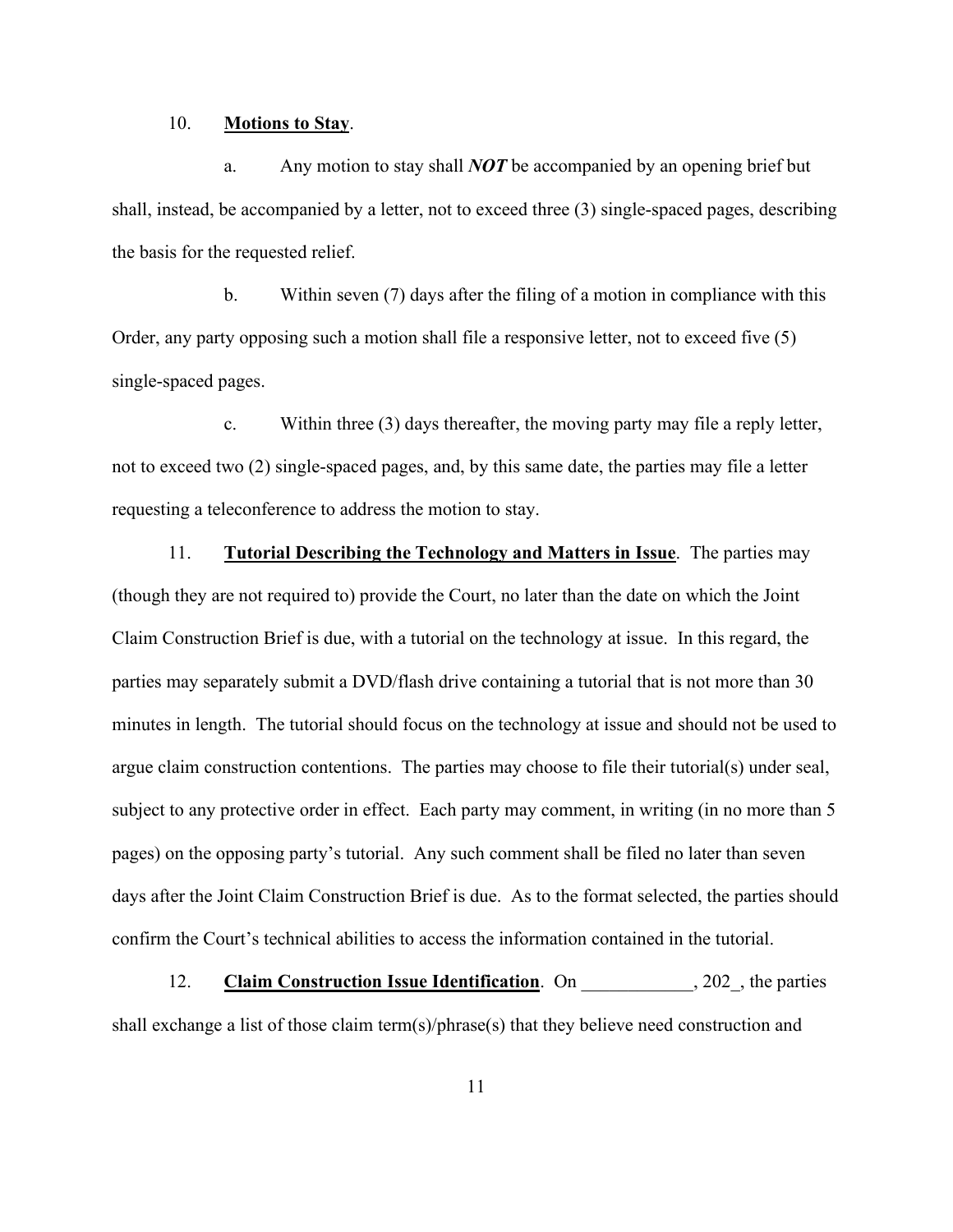10. **Motions to Stay**.

a. Any motion to stay shall ***NOT*** be accompanied by an opening brief but shall, instead, be accompanied by a letter, not to exceed three (3) single-spaced pages, describing the basis for the requested relief.

b. Within seven (7) days after the filing of a motion in compliance with this Order, any party opposing such a motion shall file a responsive letter, not to exceed five (5) single-spaced pages.

c. Within three (3) days thereafter, the moving party may file a reply letter, not to exceed two (2) single-spaced pages, and, by this same date, the parties may file a letter requesting a teleconference to address the motion to stay.

11. **Tutorial Describing the Technology and Matters in Issue**. The parties may (though they are not required to) provide the Court, no later than the date on which the Joint Claim Construction Brief is due, with a tutorial on the technology at issue. In this regard, the parties may separately submit a DVD/flash drive containing a tutorial that is not more than 30 minutes in length. The tutorial should focus on the technology at issue and should not be used to argue claim construction contentions. The parties may choose to file their tutorial(s) under seal, subject to any protective order in effect. Each party may comment, in writing (in no more than 5 pages) on the opposing party's tutorial. Any such comment shall be filed no later than seven days after the Joint Claim Construction Brief is due. As to the format selected, the parties should confirm the Court's technical abilities to access the information contained in the tutorial.

12. **Claim Construction Issue Identification**. On ____________, 202_, the parties shall exchange a list of those claim term(s)/phrase(s) that they believe need construction and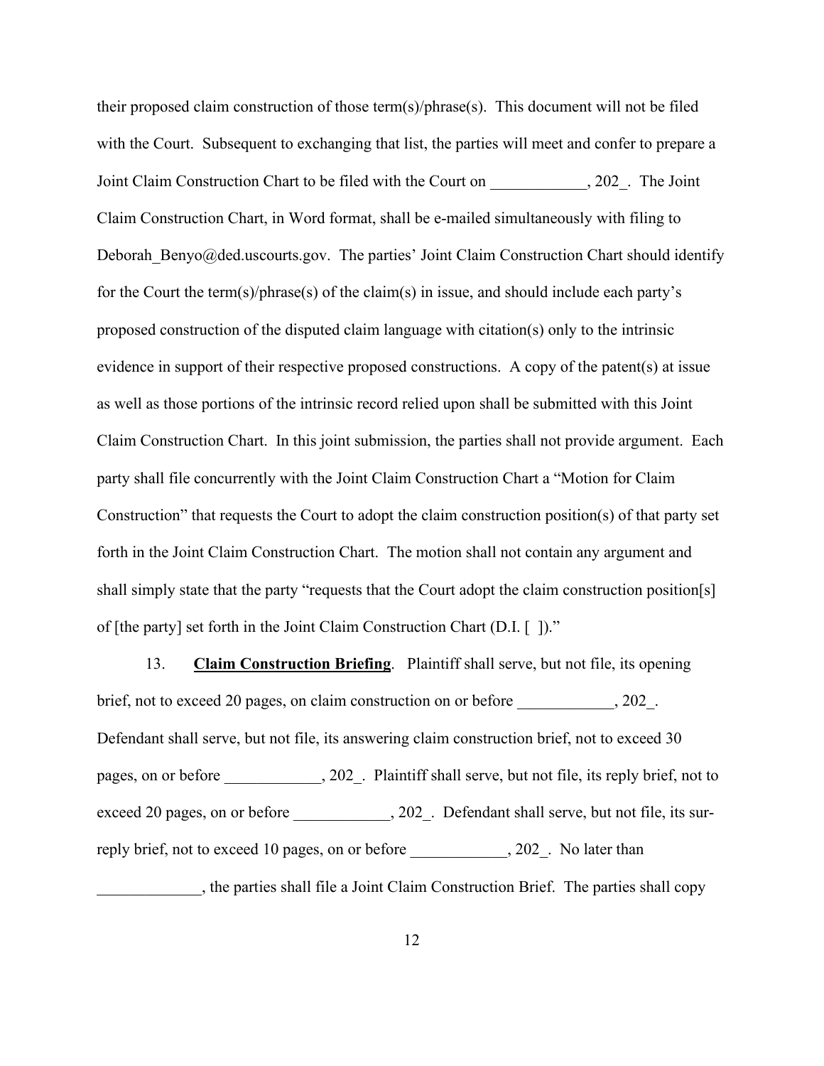their proposed claim construction of those term(s)/phrase(s). This document will not be filed with the Court. Subsequent to exchanging that list, the parties will meet and confer to prepare a Joint Claim Construction Chart to be filed with the Court on ____________, 202_. The Joint Claim Construction Chart, in Word format, shall be e-mailed simultaneously with filing to Deborah_Benyo@ded.uscourts.gov. The parties' Joint Claim Construction Chart should identify for the Court the term(s)/phrase(s) of the claim(s) in issue, and should include each party's proposed construction of the disputed claim language with citation(s) only to the intrinsic evidence in support of their respective proposed constructions. A copy of the patent(s) at issue as well as those portions of the intrinsic record relied upon shall be submitted with this Joint Claim Construction Chart. In this joint submission, the parties shall not provide argument. Each party shall file concurrently with the Joint Claim Construction Chart a "Motion for Claim Construction" that requests the Court to adopt the claim construction position(s) of that party set forth in the Joint Claim Construction Chart. The motion shall not contain any argument and shall simply state that the party "requests that the Court adopt the claim construction position[s] of [the party] set forth in the Joint Claim Construction Chart (D.I. [ ])."

13. **Claim Construction Briefing**. Plaintiff shall serve, but not file, its opening brief, not to exceed 20 pages, on claim construction on or before ____________, 202_. Defendant shall serve, but not file, its answering claim construction brief, not to exceed 30 pages, on or before ____________, 202_. Plaintiff shall serve, but not file, its reply brief, not to exceed 20 pages, on or before ____________, 202_. Defendant shall serve, but not file, its sur-reply brief, not to exceed 10 pages, on or before ____________, 202_. No later than _____________, the parties shall file a Joint Claim Construction Brief. The parties shall copy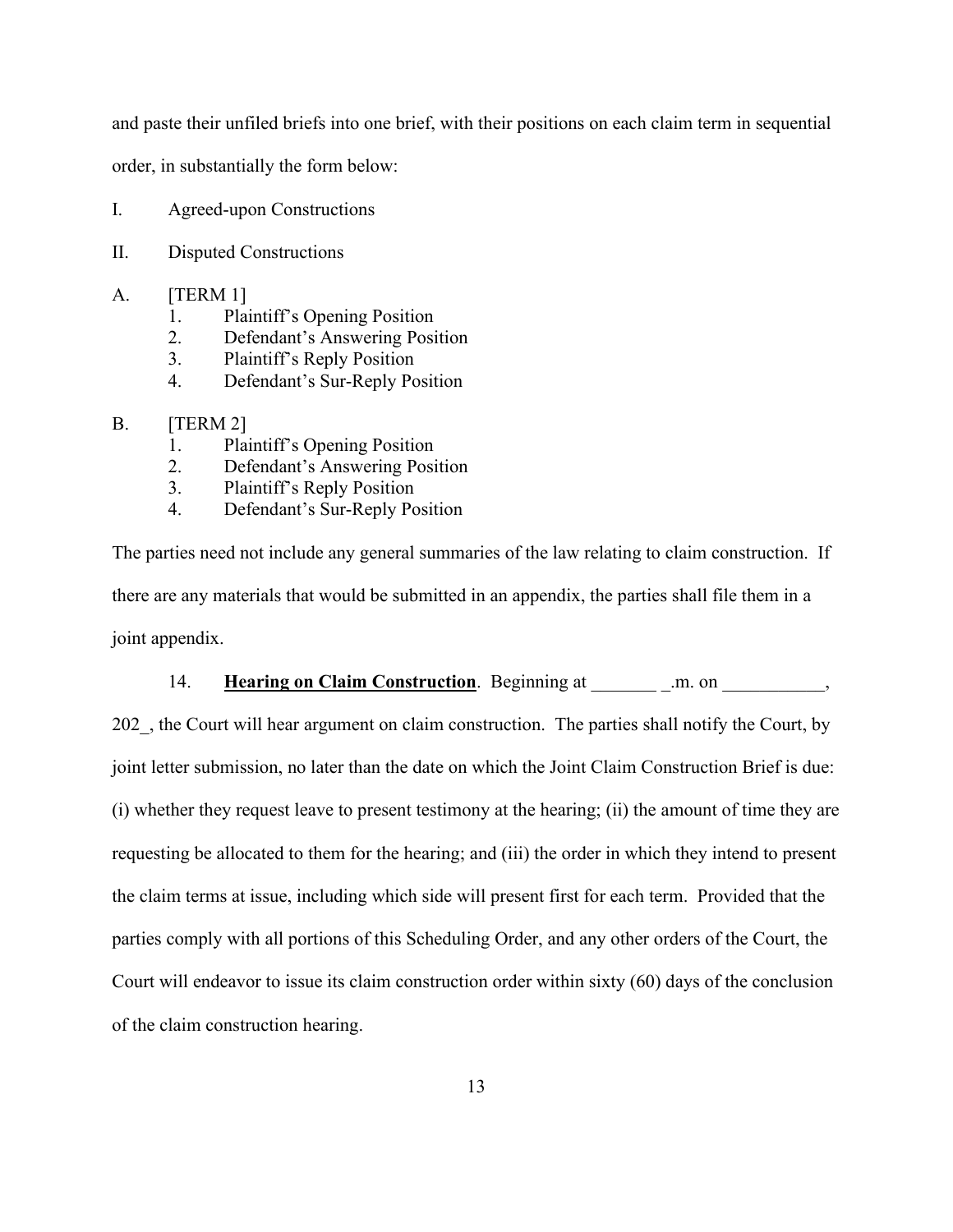and paste their unfiled briefs into one brief, with their positions on each claim term in sequential order, in substantially the form below:

I. Agreed-upon Constructions

II. Disputed Constructions

A. [TERM 1]
   1. Plaintiff's Opening Position
   2. Defendant's Answering Position
   3. Plaintiff's Reply Position
   4. Defendant's Sur-Reply Position

B. [TERM 2]
   1. Plaintiff's Opening Position
   2. Defendant's Answering Position
   3. Plaintiff's Reply Position
   4. Defendant's Sur-Reply Position

The parties need not include any general summaries of the law relating to claim construction. If there are any materials that would be submitted in an appendix, the parties shall file them in a joint appendix.

14. **Hearing on Claim Construction**. Beginning at _______ _.m. on ___________, 202_, the Court will hear argument on claim construction. The parties shall notify the Court, by joint letter submission, no later than the date on which the Joint Claim Construction Brief is due: (i) whether they request leave to present testimony at the hearing; (ii) the amount of time they are requesting be allocated to them for the hearing; and (iii) the order in which they intend to present the claim terms at issue, including which side will present first for each term. Provided that the parties comply with all portions of this Scheduling Order, and any other orders of the Court, the Court will endeavor to issue its claim construction order within sixty (60) days of the conclusion of the claim construction hearing.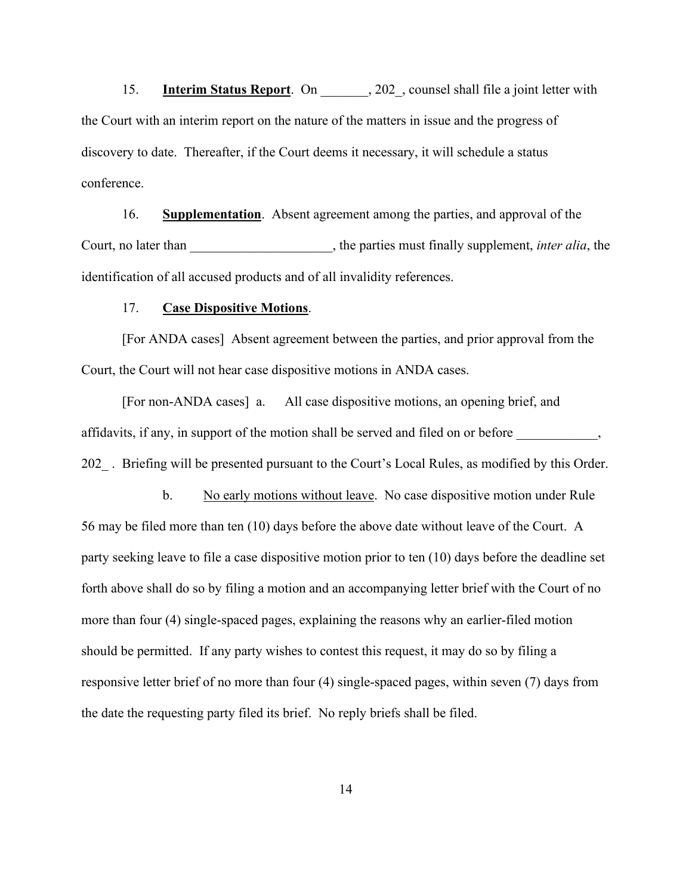15. **Interim Status Report**. On _______, 202_, counsel shall file a joint letter with the Court with an interim report on the nature of the matters in issue and the progress of discovery to date. Thereafter, if the Court deems it necessary, it will schedule a status conference.

16. **Supplementation**. Absent agreement among the parties, and approval of the Court, no later than _____________________, the parties must finally supplement, *inter alia*, the identification of all accused products and of all invalidity references.

17. **Case Dispositive Motions**.

[For ANDA cases] Absent agreement between the parties, and prior approval from the Court, the Court will not hear case dispositive motions in ANDA cases.

[For non-ANDA cases] a. All case dispositive motions, an opening brief, and affidavits, if any, in support of the motion shall be served and filed on or before ____________, 202_ . Briefing will be presented pursuant to the Court's Local Rules, as modified by this Order.

b. No early motions without leave. No case dispositive motion under Rule 56 may be filed more than ten (10) days before the above date without leave of the Court. A party seeking leave to file a case dispositive motion prior to ten (10) days before the deadline set forth above shall do so by filing a motion and an accompanying letter brief with the Court of no more than four (4) single-spaced pages, explaining the reasons why an earlier-filed motion should be permitted. If any party wishes to contest this request, it may do so by filing a responsive letter brief of no more than four (4) single-spaced pages, within seven (7) days from the date the requesting party filed its brief. No reply briefs shall be filed.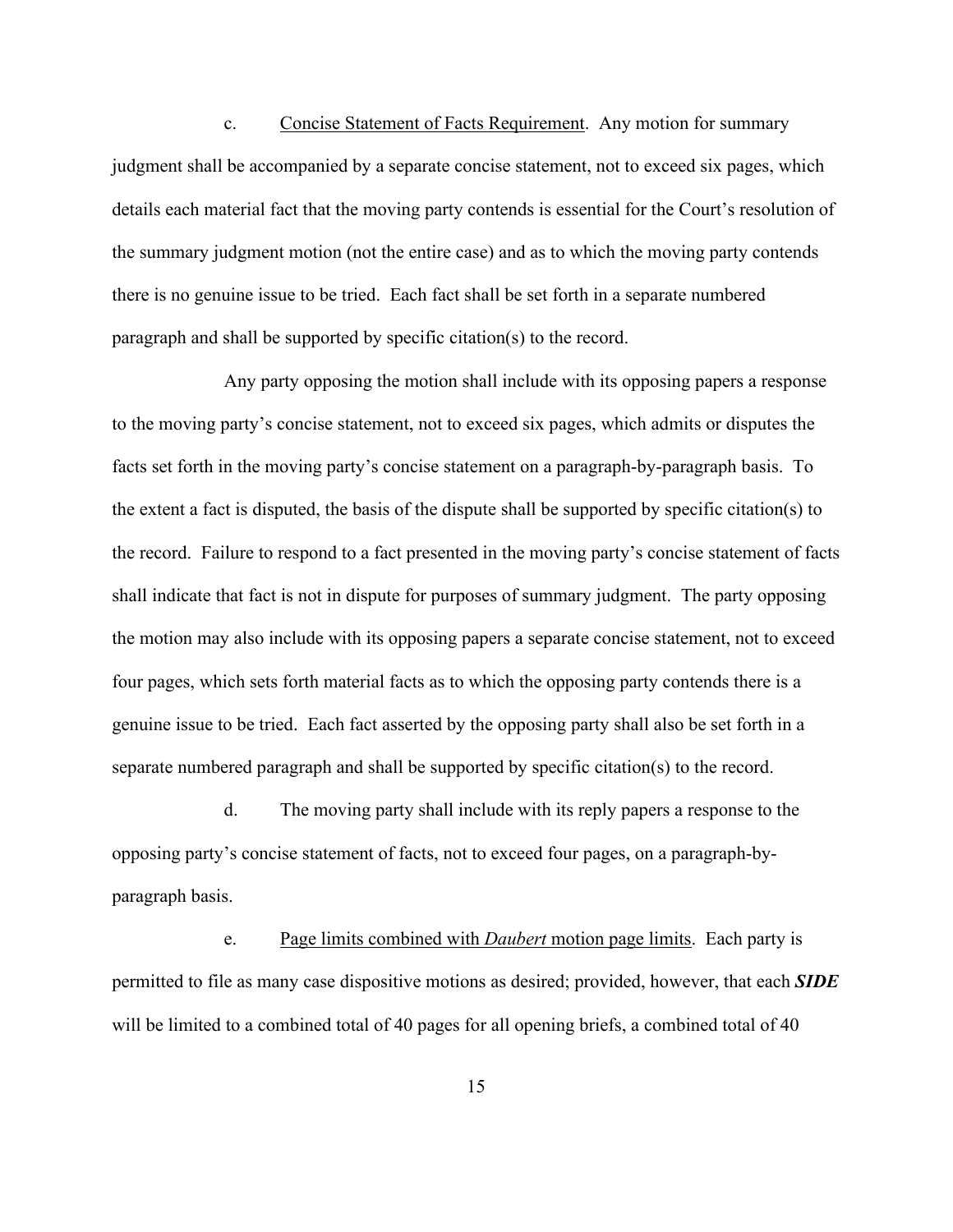c. <u>Concise Statement of Facts Requirement</u>. Any motion for summary judgment shall be accompanied by a separate concise statement, not to exceed six pages, which details each material fact that the moving party contends is essential for the Court's resolution of the summary judgment motion (not the entire case) and as to which the moving party contends there is no genuine issue to be tried. Each fact shall be set forth in a separate numbered paragraph and shall be supported by specific citation(s) to the record.

Any party opposing the motion shall include with its opposing papers a response to the moving party's concise statement, not to exceed six pages, which admits or disputes the facts set forth in the moving party's concise statement on a paragraph-by-paragraph basis. To the extent a fact is disputed, the basis of the dispute shall be supported by specific citation(s) to the record. Failure to respond to a fact presented in the moving party's concise statement of facts shall indicate that fact is not in dispute for purposes of summary judgment. The party opposing the motion may also include with its opposing papers a separate concise statement, not to exceed four pages, which sets forth material facts as to which the opposing party contends there is a genuine issue to be tried. Each fact asserted by the opposing party shall also be set forth in a separate numbered paragraph and shall be supported by specific citation(s) to the record.

d. The moving party shall include with its reply papers a response to the opposing party's concise statement of facts, not to exceed four pages, on a paragraph-by-paragraph basis.

e. <u>Page limits combined with *Daubert* motion page limits</u>. Each party is permitted to file as many case dispositive motions as desired; provided, however, that each ***SIDE*** will be limited to a combined total of 40 pages for all opening briefs, a combined total of 40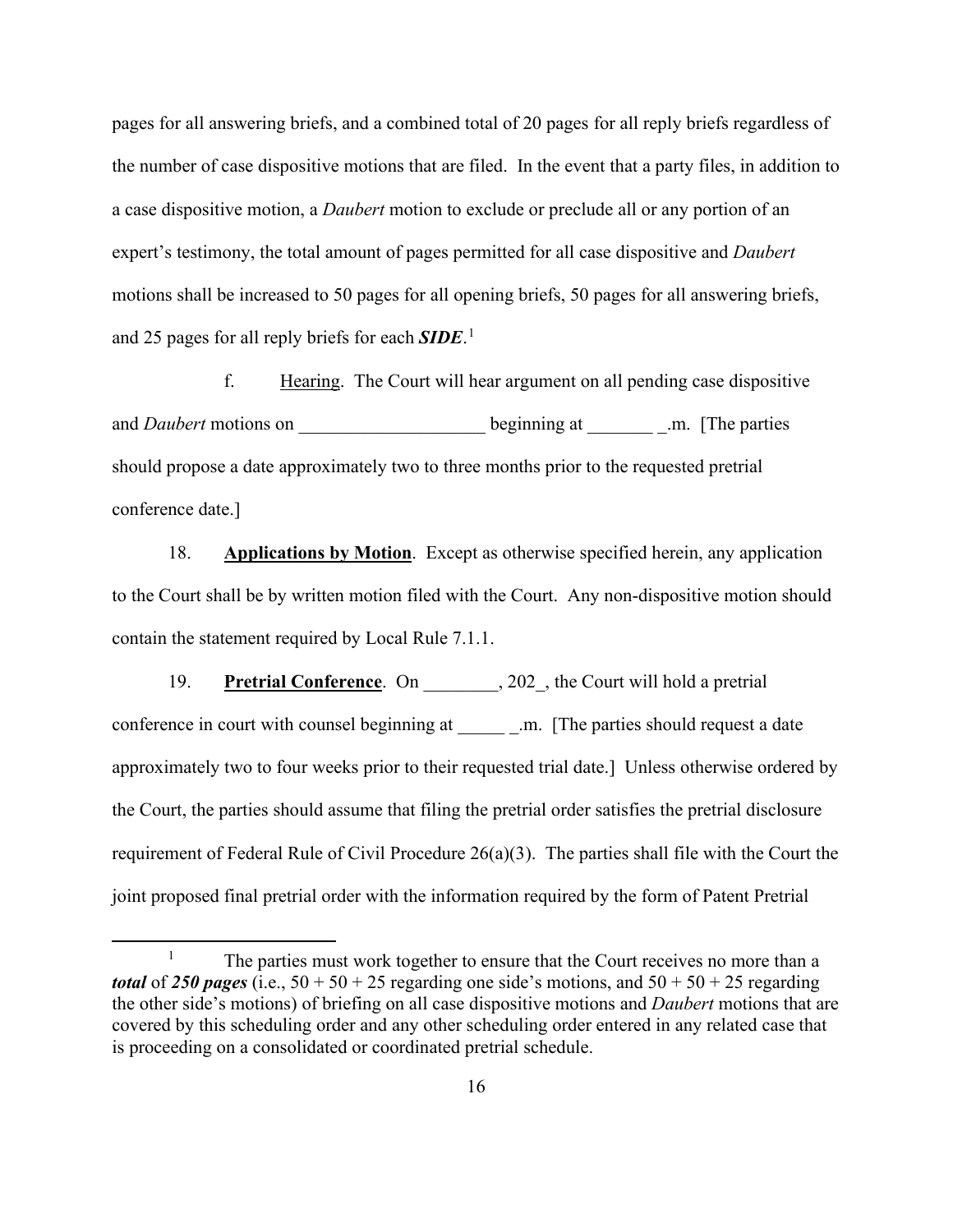pages for all answering briefs, and a combined total of 20 pages for all reply briefs regardless of the number of case dispositive motions that are filed. In the event that a party files, in addition to a case dispositive motion, a *Daubert* motion to exclude or preclude all or any portion of an expert's testimony, the total amount of pages permitted for all case dispositive and *Daubert* motions shall be increased to 50 pages for all opening briefs, 50 pages for all answering briefs, and 25 pages for all reply briefs for each ***SIDE***.[1]

f. Hearing. The Court will hear argument on all pending case dispositive and *Daubert* motions on ____________________ beginning at _______ _.m. [The parties should propose a date approximately two to three months prior to the requested pretrial conference date.]

18. **Applications by Motion**. Except as otherwise specified herein, any application to the Court shall be by written motion filed with the Court. Any non-dispositive motion should contain the statement required by Local Rule 7.1.1.

19. **Pretrial Conference**. On ________, 202_, the Court will hold a pretrial conference in court with counsel beginning at _____ _.m. [The parties should request a date approximately two to four weeks prior to their requested trial date.] Unless otherwise ordered by the Court, the parties should assume that filing the pretrial order satisfies the pretrial disclosure requirement of Federal Rule of Civil Procedure 26(a)(3). The parties shall file with the Court the joint proposed final pretrial order with the information required by the form of Patent Pretrial

---

[1] The parties must work together to ensure that the Court receives no more than a ***total*** of ***250 pages*** (i.e., 50 + 50 + 25 regarding one side's motions, and 50 + 50 + 25 regarding the other side's motions) of briefing on all case dispositive motions and *Daubert* motions that are covered by this scheduling order and any other scheduling order entered in any related case that is proceeding on a consolidated or coordinated pretrial schedule.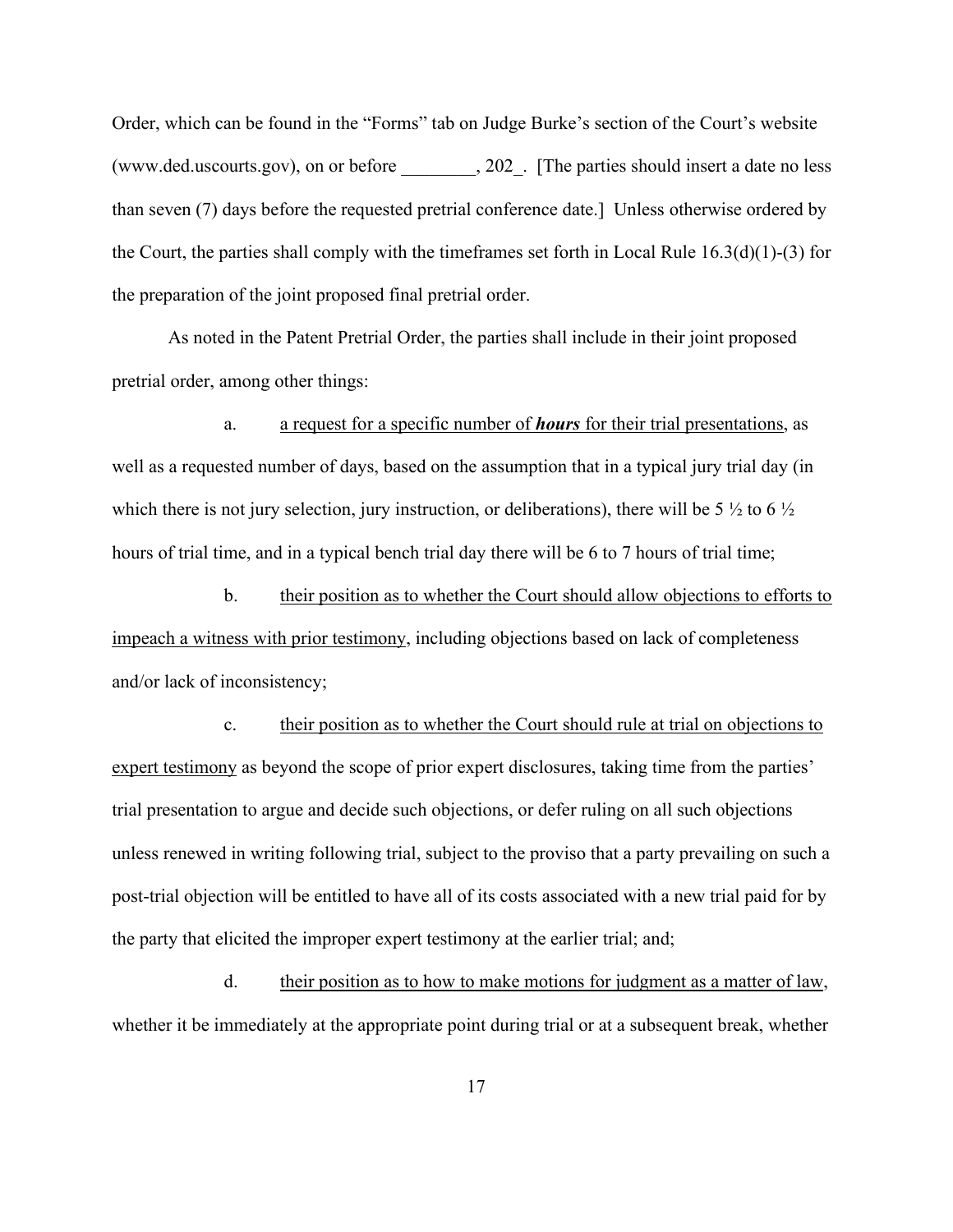Order, which can be found in the "Forms" tab on Judge Burke's section of the Court's website (www.ded.uscourts.gov), on or before ________, 202_. [The parties should insert a date no less than seven (7) days before the requested pretrial conference date.] Unless otherwise ordered by the Court, the parties shall comply with the timeframes set forth in Local Rule 16.3(d)(1)-(3) for the preparation of the joint proposed final pretrial order.

As noted in the Patent Pretrial Order, the parties shall include in their joint proposed pretrial order, among other things:

a. <u>a request for a specific number of ***hours*** for their trial presentations</u>, as well as a requested number of days, based on the assumption that in a typical jury trial day (in which there is not jury selection, jury instruction, or deliberations), there will be 5 ½ to 6 ½ hours of trial time, and in a typical bench trial day there will be 6 to 7 hours of trial time;

b. <u>their position as to whether the Court should allow objections to efforts to impeach a witness with prior testimony</u>, including objections based on lack of completeness and/or lack of inconsistency;

c. <u>their position as to whether the Court should rule at trial on objections to expert testimony</u> as beyond the scope of prior expert disclosures, taking time from the parties' trial presentation to argue and decide such objections, or defer ruling on all such objections unless renewed in writing following trial, subject to the proviso that a party prevailing on such a post-trial objection will be entitled to have all of its costs associated with a new trial paid for by the party that elicited the improper expert testimony at the earlier trial; and;

d. <u>their position as to how to make motions for judgment as a matter of law</u>, whether it be immediately at the appropriate point during trial or at a subsequent break, whether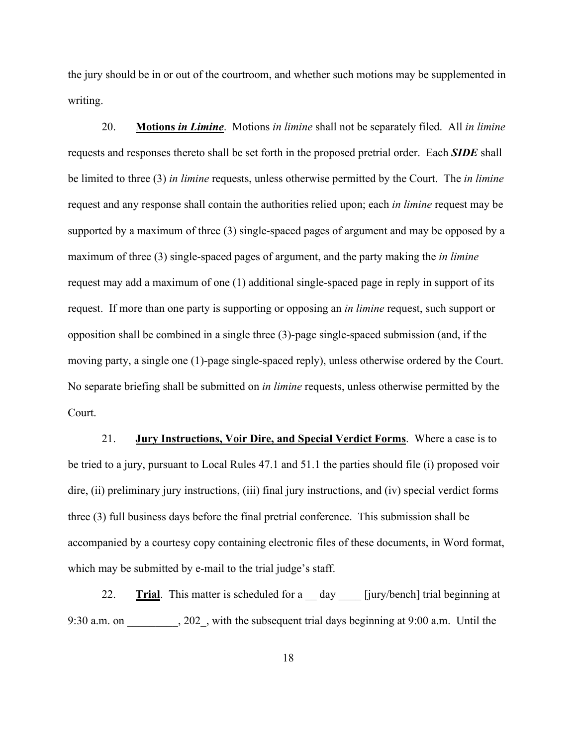the jury should be in or out of the courtroom, and whether such motions may be supplemented in writing.

20. **Motions *in Limine***. Motions *in limine* shall not be separately filed. All *in limine* requests and responses thereto shall be set forth in the proposed pretrial order. Each ***SIDE*** shall be limited to three (3) *in limine* requests, unless otherwise permitted by the Court. The *in limine* request and any response shall contain the authorities relied upon; each *in limine* request may be supported by a maximum of three (3) single-spaced pages of argument and may be opposed by a maximum of three (3) single-spaced pages of argument, and the party making the *in limine* request may add a maximum of one (1) additional single-spaced page in reply in support of its request. If more than one party is supporting or opposing an *in limine* request, such support or opposition shall be combined in a single three (3)-page single-spaced submission (and, if the moving party, a single one (1)-page single-spaced reply), unless otherwise ordered by the Court. No separate briefing shall be submitted on *in limine* requests, unless otherwise permitted by the Court.

21. **Jury Instructions, Voir Dire, and Special Verdict Forms**. Where a case is to be tried to a jury, pursuant to Local Rules 47.1 and 51.1 the parties should file (i) proposed voir dire, (ii) preliminary jury instructions, (iii) final jury instructions, and (iv) special verdict forms three (3) full business days before the final pretrial conference. This submission shall be accompanied by a courtesy copy containing electronic files of these documents, in Word format, which may be submitted by e-mail to the trial judge's staff.

22. **Trial**. This matter is scheduled for a __ day ____ [jury/bench] trial beginning at 9:30 a.m. on _________, 202_, with the subsequent trial days beginning at 9:00 a.m. Until the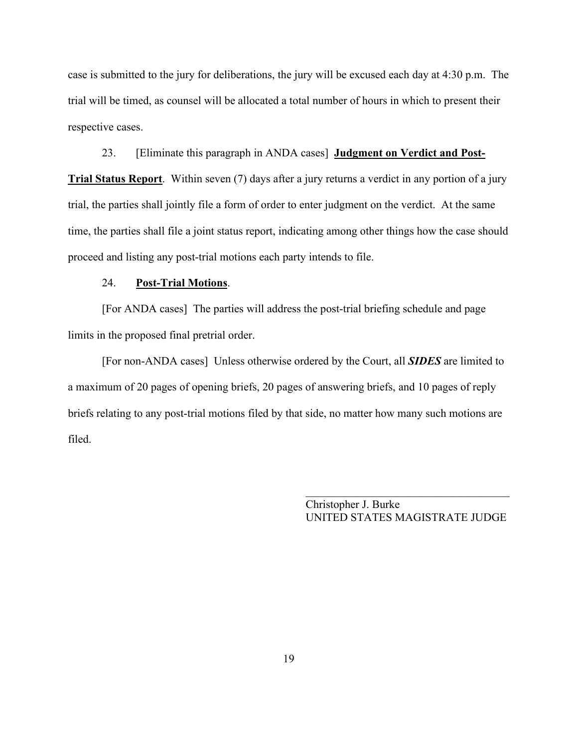case is submitted to the jury for deliberations, the jury will be excused each day at 4:30 p.m. The trial will be timed, as counsel will be allocated a total number of hours in which to present their respective cases.

23. [Eliminate this paragraph in ANDA cases] **Judgment on Verdict and Post-Trial Status Report**. Within seven (7) days after a jury returns a verdict in any portion of a jury trial, the parties shall jointly file a form of order to enter judgment on the verdict. At the same time, the parties shall file a joint status report, indicating among other things how the case should proceed and listing any post-trial motions each party intends to file.

24. **Post-Trial Motions**.

[For ANDA cases] The parties will address the post-trial briefing schedule and page limits in the proposed final pretrial order.

[For non-ANDA cases] Unless otherwise ordered by the Court, all ***SIDES*** are limited to a maximum of 20 pages of opening briefs, 20 pages of answering briefs, and 10 pages of reply briefs relating to any post-trial motions filed by that side, no matter how many such motions are filed.

\_\_\_\_\_\_\_\_\_\_\_\_\_\_\_\_\_\_\_\_\_\_\_\_\_\_\_\_\_\_\_\_\_\_\_\_\_\_
Christopher J. Burke
UNITED STATES MAGISTRATE JUDGE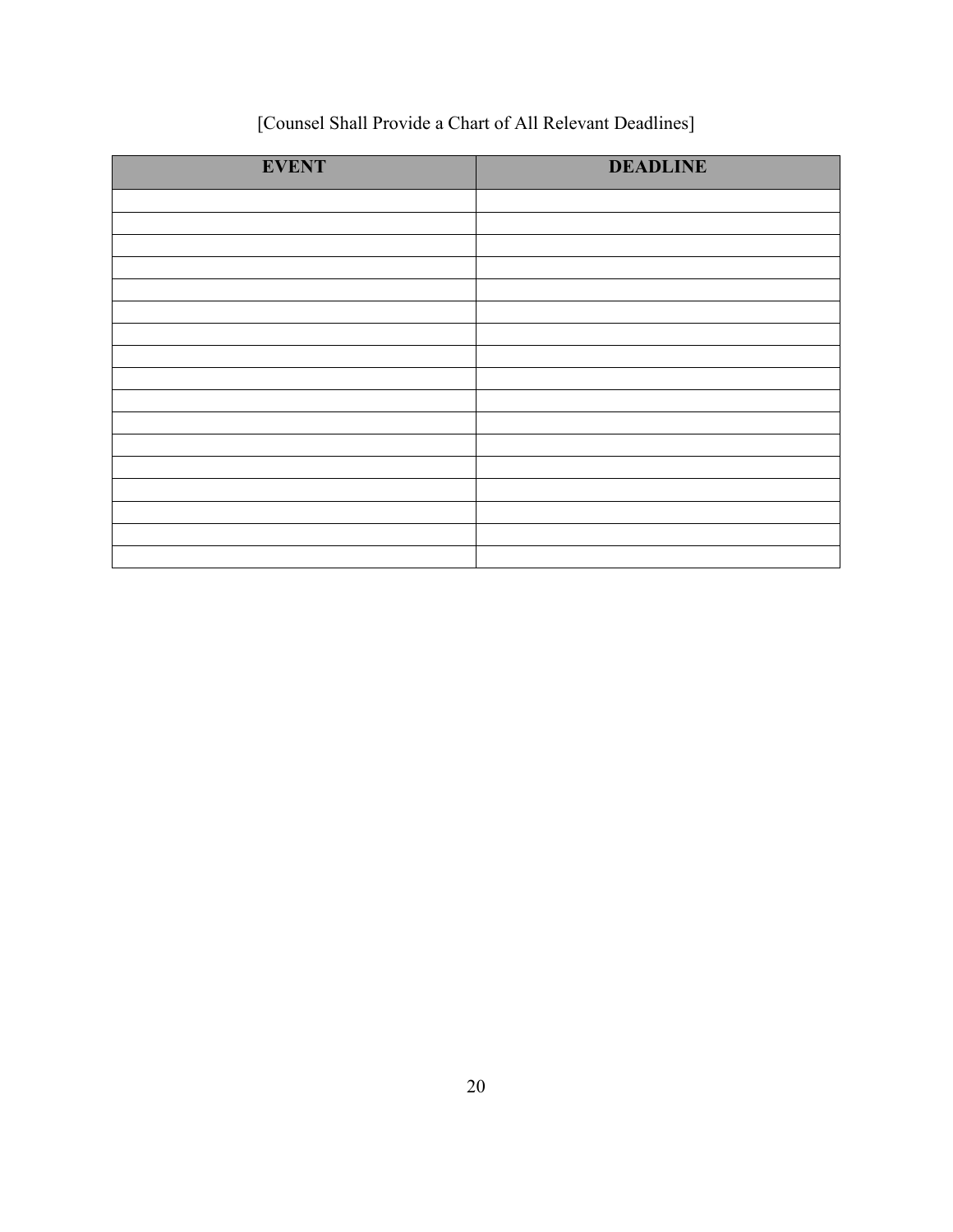[Counsel Shall Provide a Chart of All Relevant Deadlines]

| EVENT | DEADLINE |
|---|---|
| | |
| | |
| | |
| | |
| | |
| | |
| | |
| | |
| | |
| | |
| | |
| | |
| | |
| | |
| | |
| | |
| | |